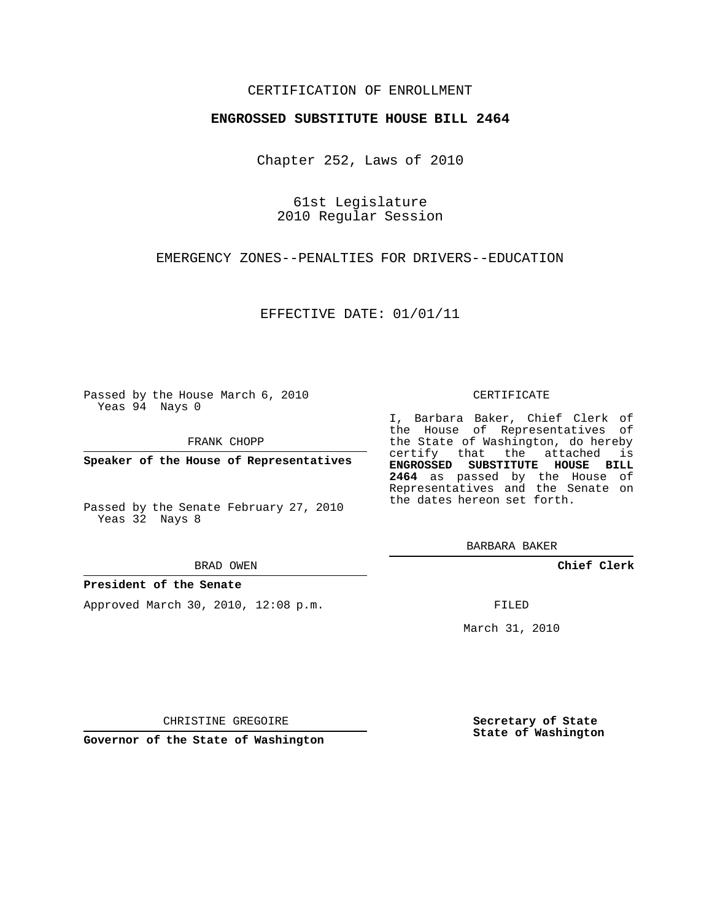CERTIFICATION OF ENROLLMENT

**ENGROSSED SUBSTITUTE HOUSE BILL 2464**

Chapter 252, Laws of 2010

61st Legislature
2010 Regular Session

EMERGENCY ZONES--PENALTIES FOR DRIVERS--EDUCATION

EFFECTIVE DATE: 01/01/11

Passed by the House March 6, 2010
Yeas 94 Nays 0

FRANK CHOPP

**Speaker of the House of Representatives**

Passed by the Senate February 27, 2010
Yeas 32 Nays 8

BRAD OWEN

**President of the Senate**

Approved March 30, 2010, 12:08 p.m.

CHRISTINE GREGOIRE

**Governor of the State of Washington**

CERTIFICATE

I, Barbara Baker, Chief Clerk of the House of Representatives of the State of Washington, do hereby certify that the attached is **ENGROSSED SUBSTITUTE HOUSE BILL 2464** as passed by the House of Representatives and the Senate on the dates hereon set forth.

BARBARA BAKER

**Chief Clerk**

FILED

March 31, 2010

**Secretary of State**
**State of Washington**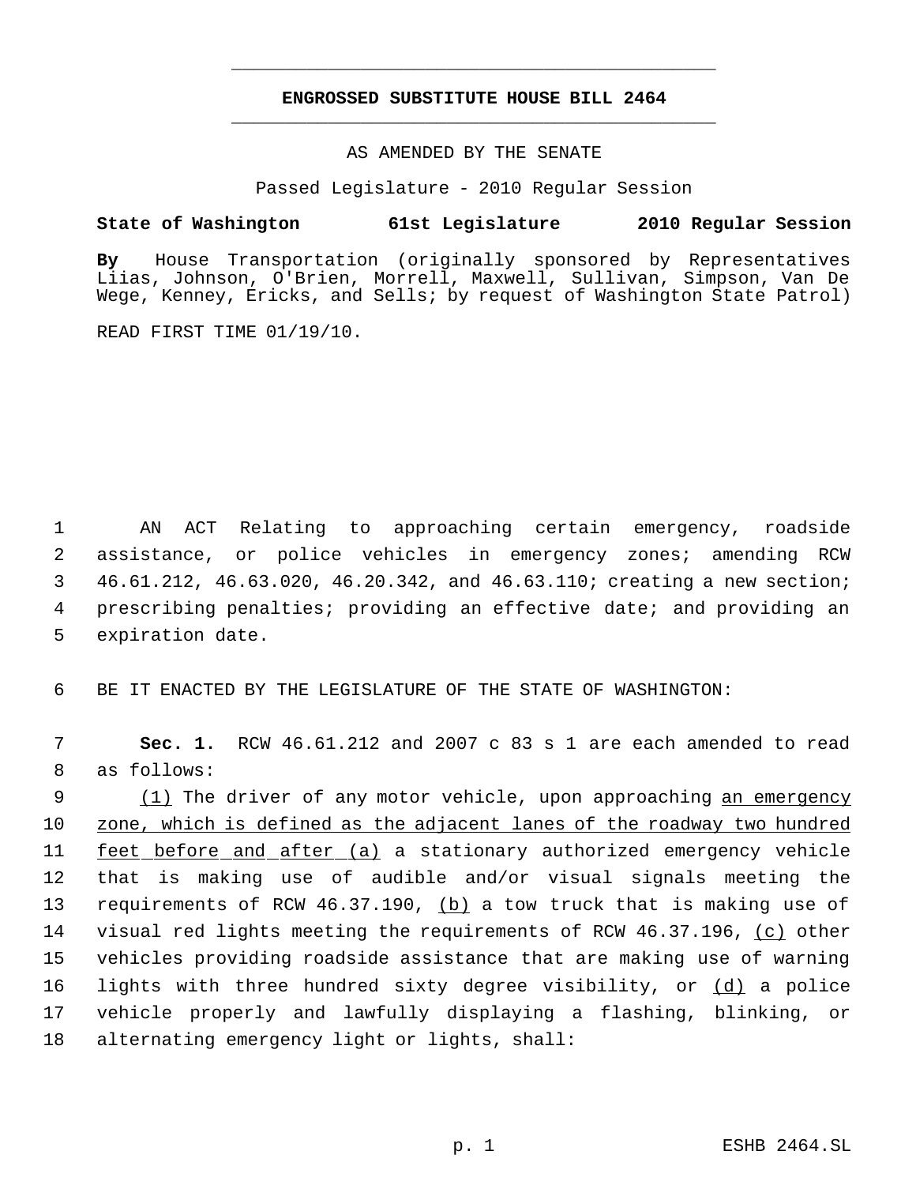**ENGROSSED SUBSTITUTE HOUSE BILL 2464**

AS AMENDED BY THE SENATE

Passed Legislature - 2010 Regular Session

**State of Washington 61st Legislature 2010 Regular Session**

**By** House Transportation (originally sponsored by Representatives Liias, Johnson, O'Brien, Morrell, Maxwell, Sullivan, Simpson, Van De Wege, Kenney, Ericks, and Sells; by request of Washington State Patrol)

READ FIRST TIME 01/19/10.

AN ACT Relating to approaching certain emergency, roadside assistance, or police vehicles in emergency zones; amending RCW 46.61.212, 46.63.020, 46.20.342, and 46.63.110; creating a new section; prescribing penalties; providing an effective date; and providing an expiration date.

BE IT ENACTED BY THE LEGISLATURE OF THE STATE OF WASHINGTON:

**Sec. 1.** RCW 46.61.212 and 2007 c 83 s 1 are each amended to read as follows:

(1) The driver of any motor vehicle, upon approaching an emergency zone, which is defined as the adjacent lanes of the roadway two hundred feet before and after (a) a stationary authorized emergency vehicle that is making use of audible and/or visual signals meeting the requirements of RCW 46.37.190, (b) a tow truck that is making use of visual red lights meeting the requirements of RCW 46.37.196, (c) other vehicles providing roadside assistance that are making use of warning lights with three hundred sixty degree visibility, or (d) a police vehicle properly and lawfully displaying a flashing, blinking, or alternating emergency light or lights, shall: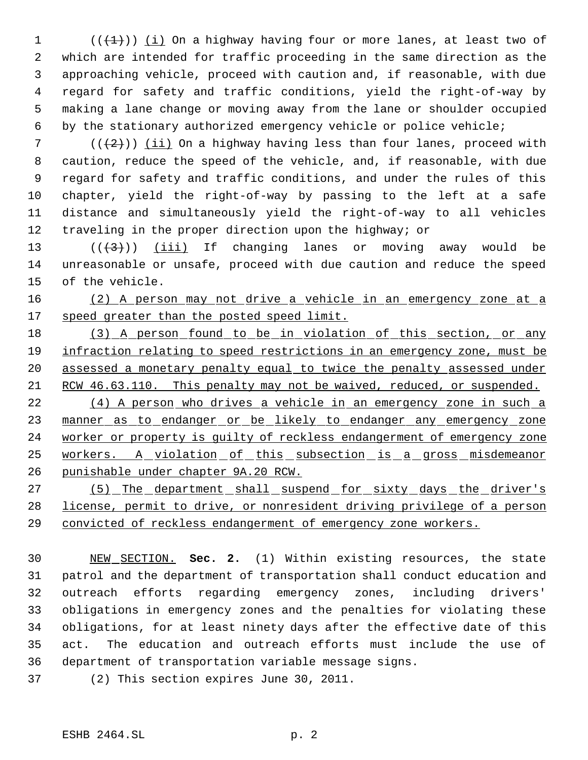((~~(1)~~)) (i) On a highway having four or more lanes, at least two of which are intended for traffic proceeding in the same direction as the approaching vehicle, proceed with caution and, if reasonable, with due regard for safety and traffic conditions, yield the right-of-way by making a lane change or moving away from the lane or shoulder occupied by the stationary authorized emergency vehicle or police vehicle;

((~~(2)~~)) (ii) On a highway having less than four lanes, proceed with caution, reduce the speed of the vehicle, and, if reasonable, with due regard for safety and traffic conditions, and under the rules of this chapter, yield the right-of-way by passing to the left at a safe distance and simultaneously yield the right-of-way to all vehicles traveling in the proper direction upon the highway; or

((~~(3)~~)) (iii) If changing lanes or moving away would be unreasonable or unsafe, proceed with due caution and reduce the speed of the vehicle.

(2) A person may not drive a vehicle in an emergency zone at a speed greater than the posted speed limit.

(3) A person found to be in violation of this section, or any infraction relating to speed restrictions in an emergency zone, must be assessed a monetary penalty equal to twice the penalty assessed under RCW 46.63.110. This penalty may not be waived, reduced, or suspended.

(4) A person who drives a vehicle in an emergency zone in such a manner as to endanger or be likely to endanger any emergency zone worker or property is guilty of reckless endangerment of emergency zone workers. A violation of this subsection is a gross misdemeanor punishable under chapter 9A.20 RCW.

(5) The department shall suspend for sixty days the driver's license, permit to drive, or nonresident driving privilege of a person convicted of reckless endangerment of emergency zone workers.

NEW SECTION. **Sec. 2.** (1) Within existing resources, the state patrol and the department of transportation shall conduct education and outreach efforts regarding emergency zones, including drivers' obligations in emergency zones and the penalties for violating these obligations, for at least ninety days after the effective date of this act. The education and outreach efforts must include the use of department of transportation variable message signs.

(2) This section expires June 30, 2011.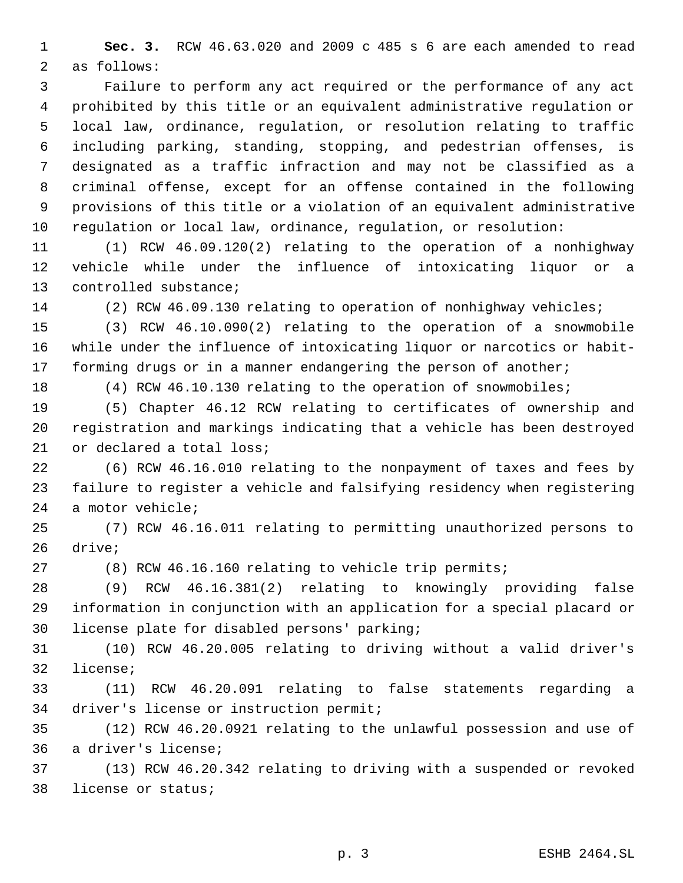**Sec. 3.** RCW 46.63.020 and 2009 c 485 s 6 are each amended to read as follows:

Failure to perform any act required or the performance of any act prohibited by this title or an equivalent administrative regulation or local law, ordinance, regulation, or resolution relating to traffic including parking, standing, stopping, and pedestrian offenses, is designated as a traffic infraction and may not be classified as a criminal offense, except for an offense contained in the following provisions of this title or a violation of an equivalent administrative regulation or local law, ordinance, regulation, or resolution:

(1) RCW 46.09.120(2) relating to the operation of a nonhighway vehicle while under the influence of intoxicating liquor or a controlled substance;

(2) RCW 46.09.130 relating to operation of nonhighway vehicles;

(3) RCW 46.10.090(2) relating to the operation of a snowmobile while under the influence of intoxicating liquor or narcotics or habit-forming drugs or in a manner endangering the person of another;

(4) RCW 46.10.130 relating to the operation of snowmobiles;

(5) Chapter 46.12 RCW relating to certificates of ownership and registration and markings indicating that a vehicle has been destroyed or declared a total loss;

(6) RCW 46.16.010 relating to the nonpayment of taxes and fees by failure to register a vehicle and falsifying residency when registering a motor vehicle;

(7) RCW 46.16.011 relating to permitting unauthorized persons to drive;

(8) RCW 46.16.160 relating to vehicle trip permits;

(9) RCW 46.16.381(2) relating to knowingly providing false information in conjunction with an application for a special placard or license plate for disabled persons' parking;

(10) RCW 46.20.005 relating to driving without a valid driver's license;

(11) RCW 46.20.091 relating to false statements regarding a driver's license or instruction permit;

(12) RCW 46.20.0921 relating to the unlawful possession and use of a driver's license;

(13) RCW 46.20.342 relating to driving with a suspended or revoked license or status;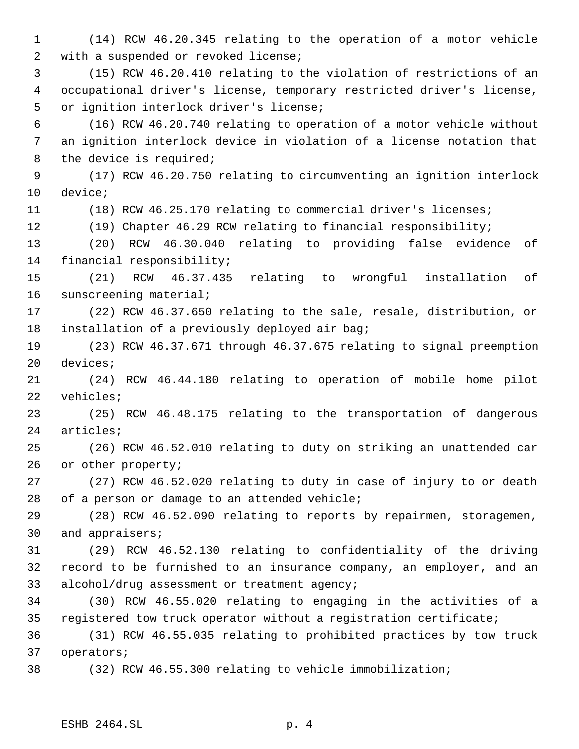(14) RCW 46.20.345 relating to the operation of a motor vehicle with a suspended or revoked license;

(15) RCW 46.20.410 relating to the violation of restrictions of an occupational driver's license, temporary restricted driver's license, or ignition interlock driver's license;

(16) RCW 46.20.740 relating to operation of a motor vehicle without an ignition interlock device in violation of a license notation that the device is required;

(17) RCW 46.20.750 relating to circumventing an ignition interlock device;

(18) RCW 46.25.170 relating to commercial driver's licenses;

(19) Chapter 46.29 RCW relating to financial responsibility;

(20) RCW 46.30.040 relating to providing false evidence of financial responsibility;

(21) RCW 46.37.435 relating to wrongful installation of sunscreening material;

(22) RCW 46.37.650 relating to the sale, resale, distribution, or installation of a previously deployed air bag;

(23) RCW 46.37.671 through 46.37.675 relating to signal preemption devices;

(24) RCW 46.44.180 relating to operation of mobile home pilot vehicles;

(25) RCW 46.48.175 relating to the transportation of dangerous articles;

(26) RCW 46.52.010 relating to duty on striking an unattended car or other property;

(27) RCW 46.52.020 relating to duty in case of injury to or death of a person or damage to an attended vehicle;

(28) RCW 46.52.090 relating to reports by repairmen, storagemen, and appraisers;

(29) RCW 46.52.130 relating to confidentiality of the driving record to be furnished to an insurance company, an employer, and an alcohol/drug assessment or treatment agency;

(30) RCW 46.55.020 relating to engaging in the activities of a registered tow truck operator without a registration certificate;

(31) RCW 46.55.035 relating to prohibited practices by tow truck operators;

(32) RCW 46.55.300 relating to vehicle immobilization;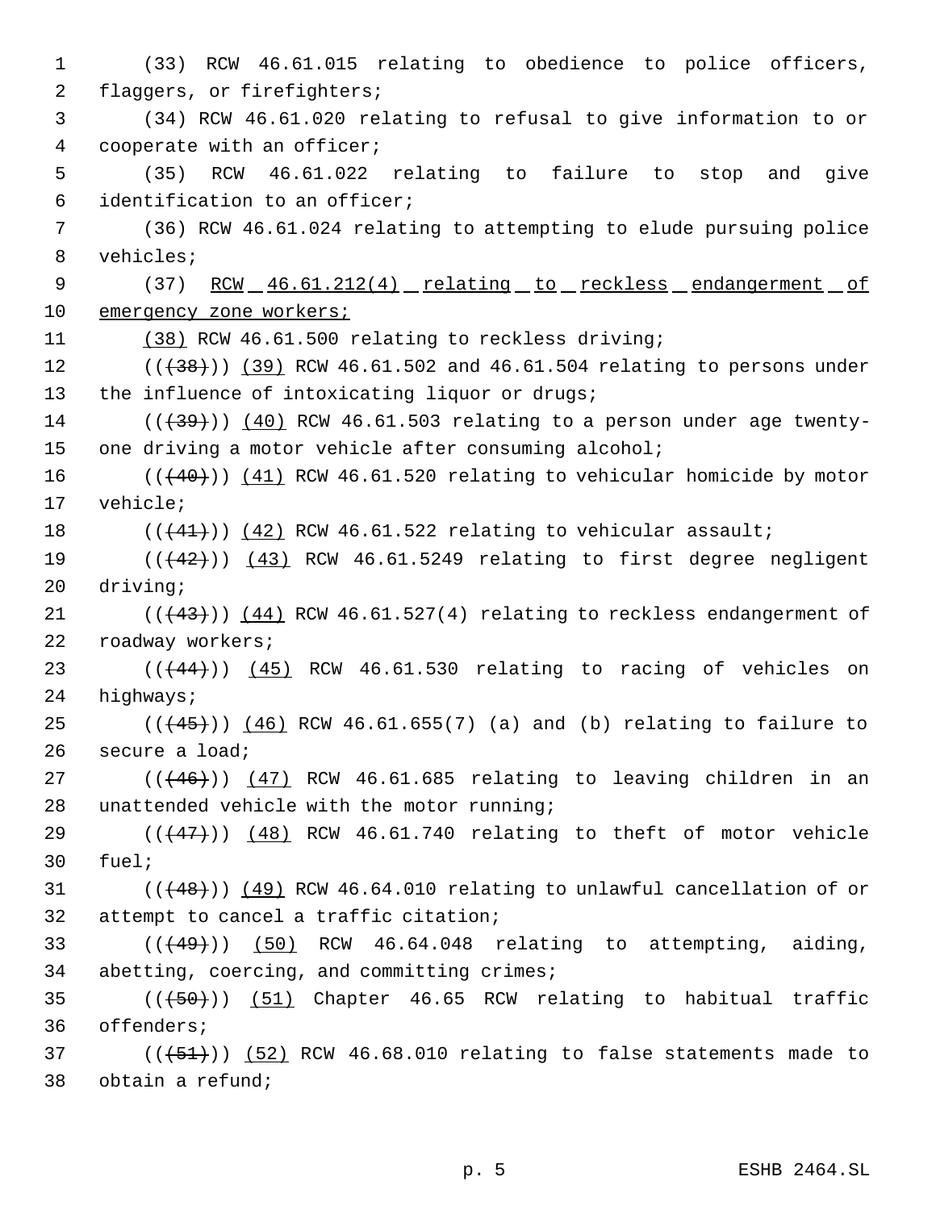(33) RCW 46.61.015 relating to obedience to police officers, flaggers, or firefighters;

(34) RCW 46.61.020 relating to refusal to give information to or cooperate with an officer;

(35) RCW 46.61.022 relating to failure to stop and give identification to an officer;

(36) RCW 46.61.024 relating to attempting to elude pursuing police vehicles;

(37) RCW 46.61.212(4) relating to reckless endangerment of emergency zone workers;

(38) RCW 46.61.500 relating to reckless driving;

(((38))) (39) RCW 46.61.502 and 46.61.504 relating to persons under the influence of intoxicating liquor or drugs;

(((39))) (40) RCW 46.61.503 relating to a person under age twenty-one driving a motor vehicle after consuming alcohol;

(((40))) (41) RCW 46.61.520 relating to vehicular homicide by motor vehicle;

(((41))) (42) RCW 46.61.522 relating to vehicular assault;

(((42))) (43) RCW 46.61.5249 relating to first degree negligent driving;

(((43))) (44) RCW 46.61.527(4) relating to reckless endangerment of roadway workers;

(((44))) (45) RCW 46.61.530 relating to racing of vehicles on highways;

(((45))) (46) RCW 46.61.655(7) (a) and (b) relating to failure to secure a load;

(((46))) (47) RCW 46.61.685 relating to leaving children in an unattended vehicle with the motor running;

(((47))) (48) RCW 46.61.740 relating to theft of motor vehicle fuel;

(((48))) (49) RCW 46.64.010 relating to unlawful cancellation of or attempt to cancel a traffic citation;

(((49))) (50) RCW 46.64.048 relating to attempting, aiding, abetting, coercing, and committing crimes;

(((50))) (51) Chapter 46.65 RCW relating to habitual traffic offenders;

(((51))) (52) RCW 46.68.010 relating to false statements made to obtain a refund;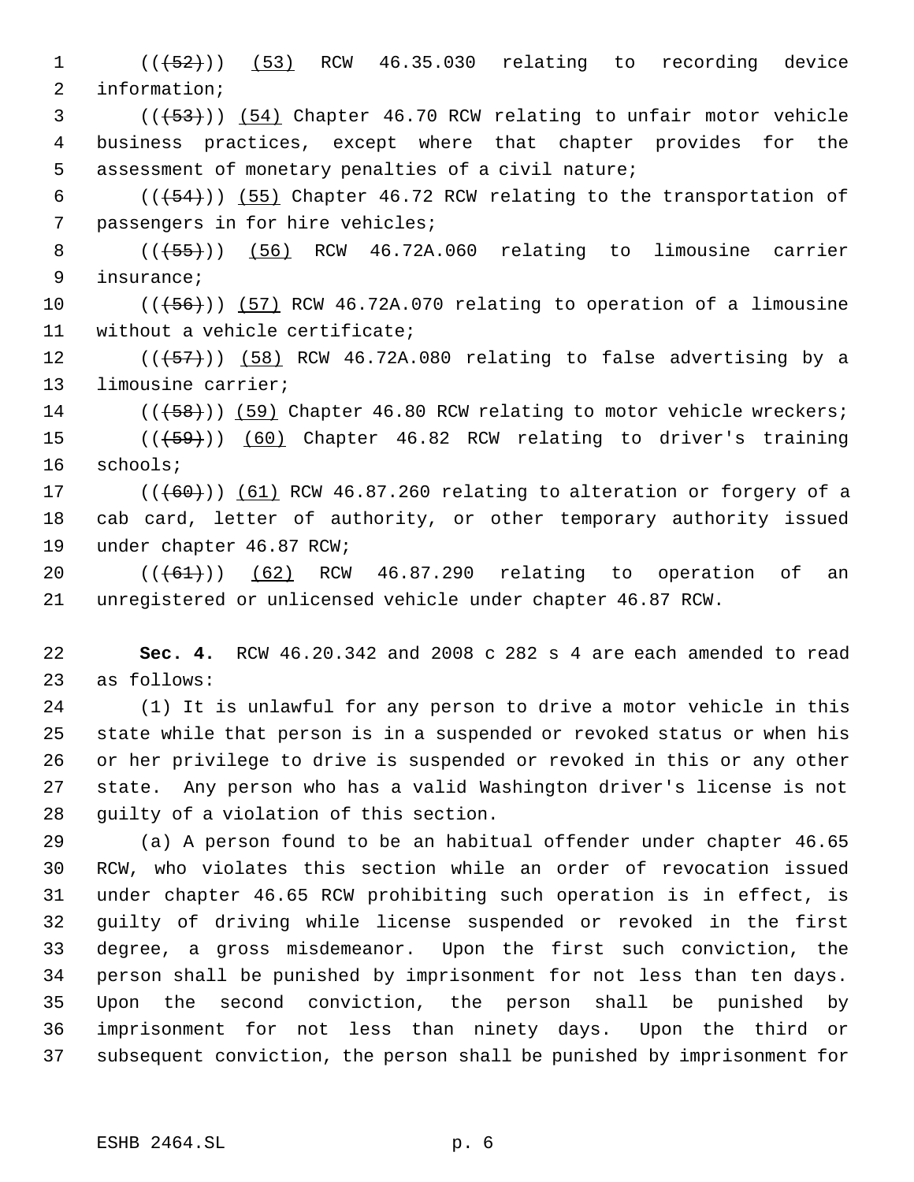(((52))) (53) RCW 46.35.030 relating to recording device information;

(((53))) (54) Chapter 46.70 RCW relating to unfair motor vehicle business practices, except where that chapter provides for the assessment of monetary penalties of a civil nature;

(((54))) (55) Chapter 46.72 RCW relating to the transportation of passengers in for hire vehicles;

(((55))) (56) RCW 46.72A.060 relating to limousine carrier insurance;

(((56))) (57) RCW 46.72A.070 relating to operation of a limousine without a vehicle certificate;

(((57))) (58) RCW 46.72A.080 relating to false advertising by a limousine carrier;

(((58))) (59) Chapter 46.80 RCW relating to motor vehicle wreckers;

(((59))) (60) Chapter 46.82 RCW relating to driver's training schools;

(((60))) (61) RCW 46.87.260 relating to alteration or forgery of a cab card, letter of authority, or other temporary authority issued under chapter 46.87 RCW;

(((61))) (62) RCW 46.87.290 relating to operation of an unregistered or unlicensed vehicle under chapter 46.87 RCW.

**Sec. 4.** RCW 46.20.342 and 2008 c 282 s 4 are each amended to read as follows:

(1) It is unlawful for any person to drive a motor vehicle in this state while that person is in a suspended or revoked status or when his or her privilege to drive is suspended or revoked in this or any other state. Any person who has a valid Washington driver's license is not guilty of a violation of this section.

(a) A person found to be an habitual offender under chapter 46.65 RCW, who violates this section while an order of revocation issued under chapter 46.65 RCW prohibiting such operation is in effect, is guilty of driving while license suspended or revoked in the first degree, a gross misdemeanor. Upon the first such conviction, the person shall be punished by imprisonment for not less than ten days. Upon the second conviction, the person shall be punished by imprisonment for not less than ninety days. Upon the third or subsequent conviction, the person shall be punished by imprisonment for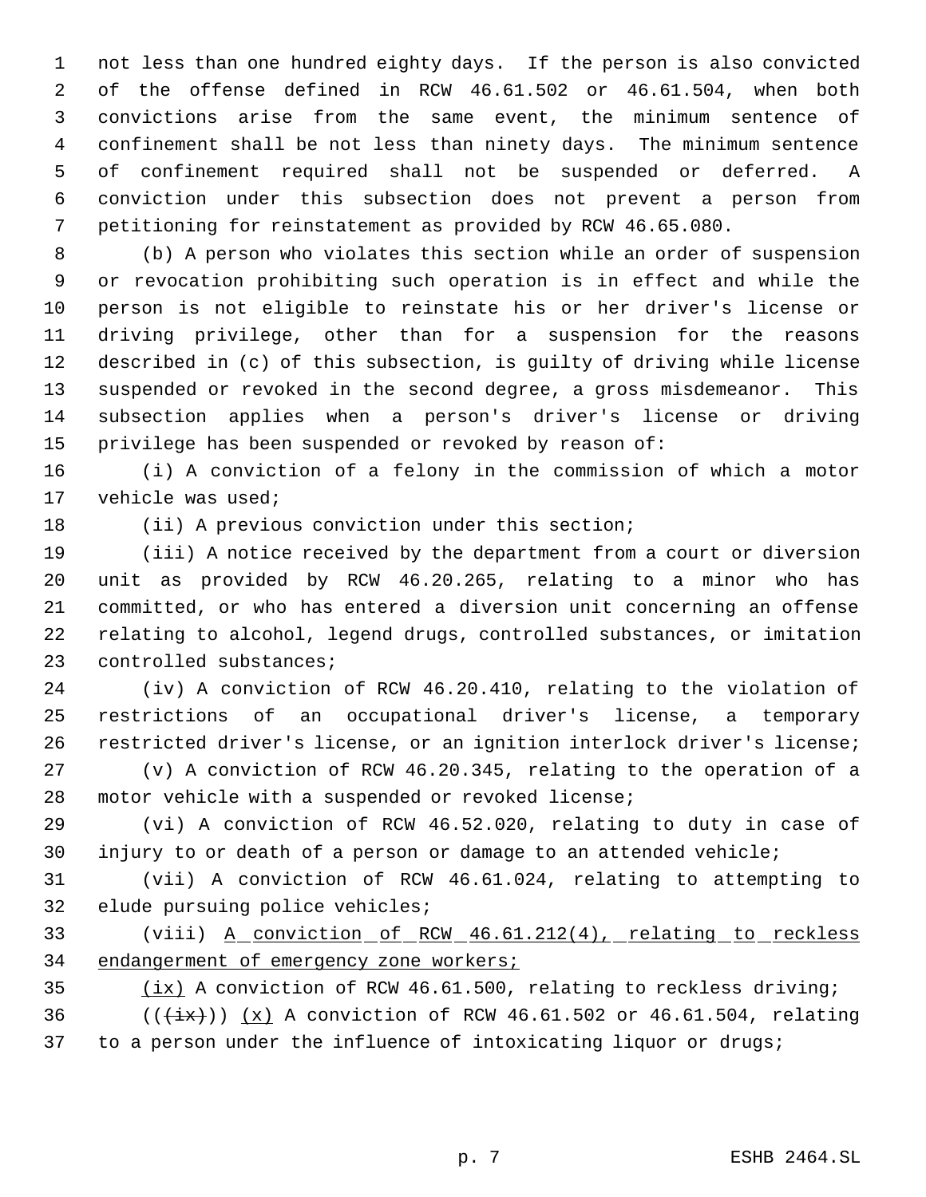not less than one hundred eighty days. If the person is also convicted of the offense defined in RCW 46.61.502 or 46.61.504, when both convictions arise from the same event, the minimum sentence of confinement shall be not less than ninety days. The minimum sentence of confinement required shall not be suspended or deferred. A conviction under this subsection does not prevent a person from petitioning for reinstatement as provided by RCW 46.65.080.

(b) A person who violates this section while an order of suspension or revocation prohibiting such operation is in effect and while the person is not eligible to reinstate his or her driver's license or driving privilege, other than for a suspension for the reasons described in (c) of this subsection, is guilty of driving while license suspended or revoked in the second degree, a gross misdemeanor. This subsection applies when a person's driver's license or driving privilege has been suspended or revoked by reason of:

(i) A conviction of a felony in the commission of which a motor vehicle was used;

(ii) A previous conviction under this section;

(iii) A notice received by the department from a court or diversion unit as provided by RCW 46.20.265, relating to a minor who has committed, or who has entered a diversion unit concerning an offense relating to alcohol, legend drugs, controlled substances, or imitation controlled substances;

(iv) A conviction of RCW 46.20.410, relating to the violation of restrictions of an occupational driver's license, a temporary restricted driver's license, or an ignition interlock driver's license;

(v) A conviction of RCW 46.20.345, relating to the operation of a motor vehicle with a suspended or revoked license;

(vi) A conviction of RCW 46.52.020, relating to duty in case of injury to or death of a person or damage to an attended vehicle;

(vii) A conviction of RCW 46.61.024, relating to attempting to elude pursuing police vehicles;

(viii) <u>A conviction of RCW 46.61.212(4), relating to reckless endangerment of emergency zone workers;</u>

<u>(ix)</u> A conviction of RCW 46.61.500, relating to reckless driving;

((~~(ix)~~)) <u>(x)</u> A conviction of RCW 46.61.502 or 46.61.504, relating to a person under the influence of intoxicating liquor or drugs;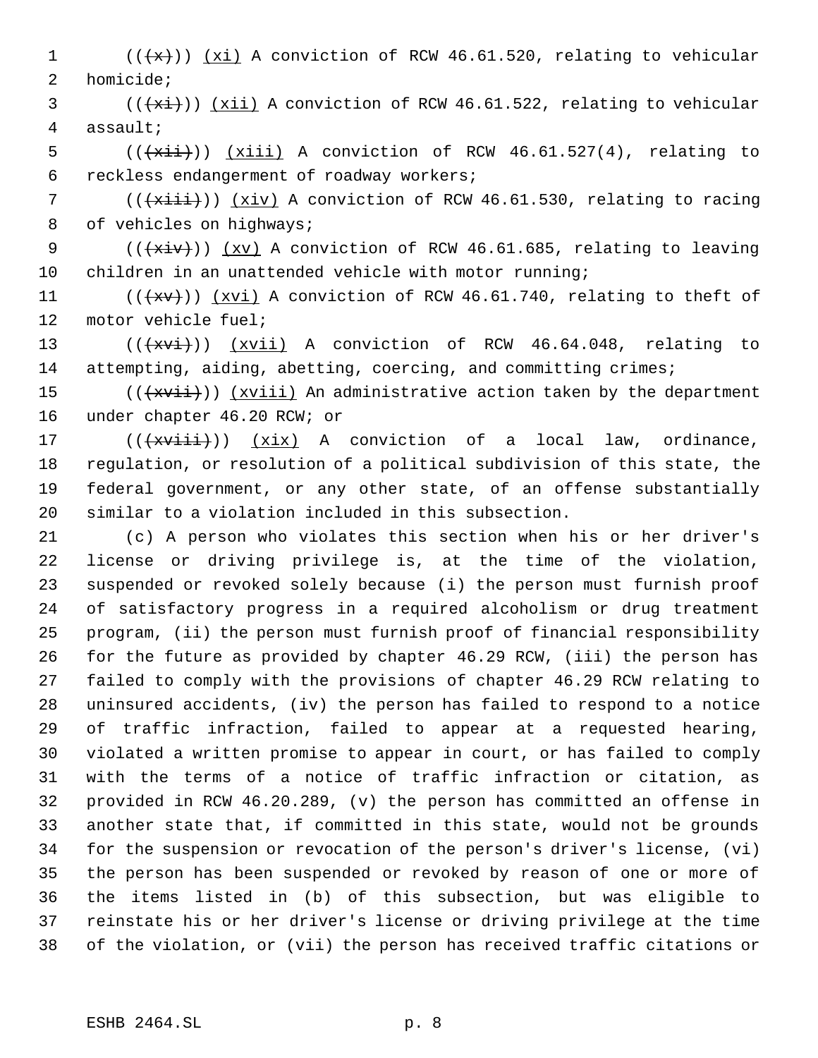(((x))) (xi) A conviction of RCW 46.61.520, relating to vehicular homicide;

(((xi))) (xii) A conviction of RCW 46.61.522, relating to vehicular assault;

(((xii))) (xiii) A conviction of RCW 46.61.527(4), relating to reckless endangerment of roadway workers;

(((xiii))) (xiv) A conviction of RCW 46.61.530, relating to racing of vehicles on highways;

(((xiv))) (xv) A conviction of RCW 46.61.685, relating to leaving children in an unattended vehicle with motor running;

(((xv))) (xvi) A conviction of RCW 46.61.740, relating to theft of motor vehicle fuel;

(((xvi))) (xvii) A conviction of RCW 46.64.048, relating to attempting, aiding, abetting, coercing, and committing crimes;

(((xvii))) (xviii) An administrative action taken by the department under chapter 46.20 RCW; or

(((xviii))) (xix) A conviction of a local law, ordinance, regulation, or resolution of a political subdivision of this state, the federal government, or any other state, of an offense substantially similar to a violation included in this subsection.

(c) A person who violates this section when his or her driver's license or driving privilege is, at the time of the violation, suspended or revoked solely because (i) the person must furnish proof of satisfactory progress in a required alcoholism or drug treatment program, (ii) the person must furnish proof of financial responsibility for the future as provided by chapter 46.29 RCW, (iii) the person has failed to comply with the provisions of chapter 46.29 RCW relating to uninsured accidents, (iv) the person has failed to respond to a notice of traffic infraction, failed to appear at a requested hearing, violated a written promise to appear in court, or has failed to comply with the terms of a notice of traffic infraction or citation, as provided in RCW 46.20.289, (v) the person has committed an offense in another state that, if committed in this state, would not be grounds for the suspension or revocation of the person's driver's license, (vi) the person has been suspended or revoked by reason of one or more of the items listed in (b) of this subsection, but was eligible to reinstate his or her driver's license or driving privilege at the time of the violation, or (vii) the person has received traffic citations or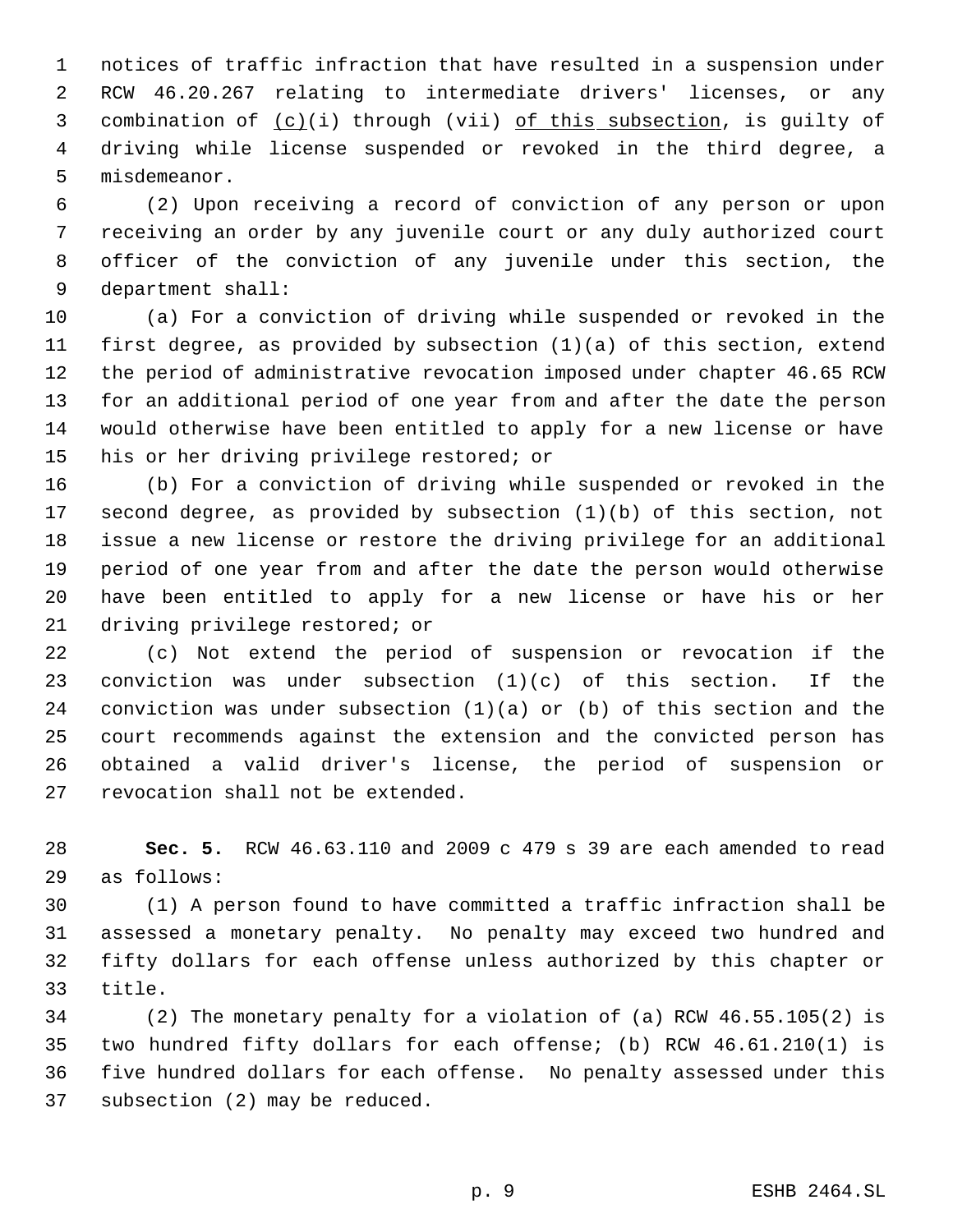notices of traffic infraction that have resulted in a suspension under RCW 46.20.267 relating to intermediate drivers' licenses, or any combination of <u>(c)</u>(i) through (vii) <u>of this subsection</u>, is guilty of driving while license suspended or revoked in the third degree, a misdemeanor.

(2) Upon receiving a record of conviction of any person or upon receiving an order by any juvenile court or any duly authorized court officer of the conviction of any juvenile under this section, the department shall:

(a) For a conviction of driving while suspended or revoked in the first degree, as provided by subsection (1)(a) of this section, extend the period of administrative revocation imposed under chapter 46.65 RCW for an additional period of one year from and after the date the person would otherwise have been entitled to apply for a new license or have his or her driving privilege restored; or

(b) For a conviction of driving while suspended or revoked in the second degree, as provided by subsection (1)(b) of this section, not issue a new license or restore the driving privilege for an additional period of one year from and after the date the person would otherwise have been entitled to apply for a new license or have his or her driving privilege restored; or

(c) Not extend the period of suspension or revocation if the conviction was under subsection (1)(c) of this section. If the conviction was under subsection (1)(a) or (b) of this section and the court recommends against the extension and the convicted person has obtained a valid driver's license, the period of suspension or revocation shall not be extended.

**Sec. 5.** RCW 46.63.110 and 2009 c 479 s 39 are each amended to read as follows:

(1) A person found to have committed a traffic infraction shall be assessed a monetary penalty. No penalty may exceed two hundred and fifty dollars for each offense unless authorized by this chapter or title.

(2) The monetary penalty for a violation of (a) RCW 46.55.105(2) is two hundred fifty dollars for each offense; (b) RCW 46.61.210(1) is five hundred dollars for each offense. No penalty assessed under this subsection (2) may be reduced.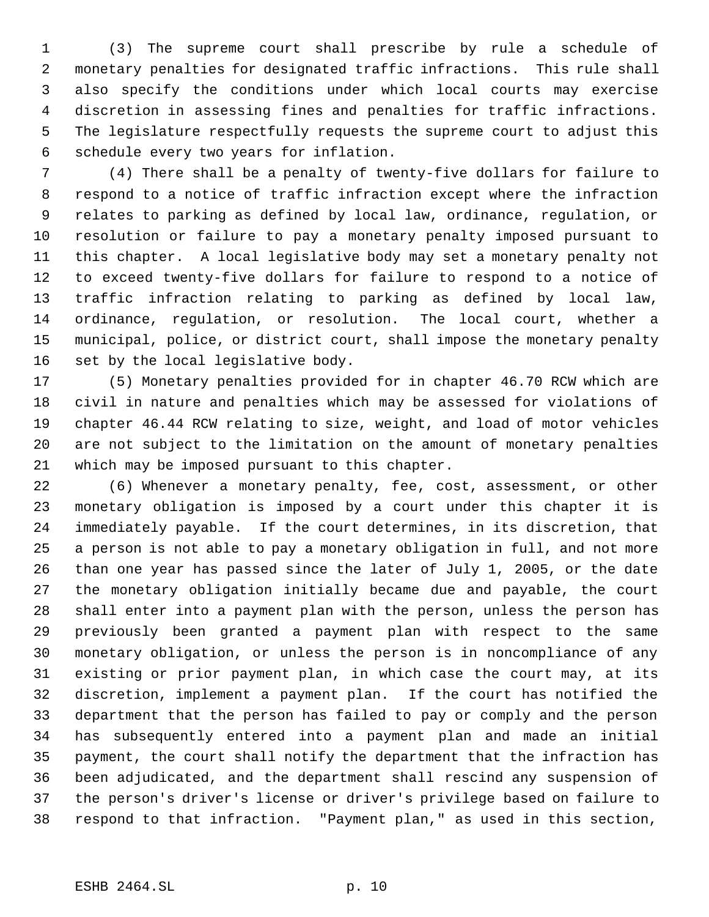(3) The supreme court shall prescribe by rule a schedule of monetary penalties for designated traffic infractions. This rule shall also specify the conditions under which local courts may exercise discretion in assessing fines and penalties for traffic infractions. The legislature respectfully requests the supreme court to adjust this schedule every two years for inflation.

(4) There shall be a penalty of twenty-five dollars for failure to respond to a notice of traffic infraction except where the infraction relates to parking as defined by local law, ordinance, regulation, or resolution or failure to pay a monetary penalty imposed pursuant to this chapter. A local legislative body may set a monetary penalty not to exceed twenty-five dollars for failure to respond to a notice of traffic infraction relating to parking as defined by local law, ordinance, regulation, or resolution. The local court, whether a municipal, police, or district court, shall impose the monetary penalty set by the local legislative body.

(5) Monetary penalties provided for in chapter 46.70 RCW which are civil in nature and penalties which may be assessed for violations of chapter 46.44 RCW relating to size, weight, and load of motor vehicles are not subject to the limitation on the amount of monetary penalties which may be imposed pursuant to this chapter.

(6) Whenever a monetary penalty, fee, cost, assessment, or other monetary obligation is imposed by a court under this chapter it is immediately payable. If the court determines, in its discretion, that a person is not able to pay a monetary obligation in full, and not more than one year has passed since the later of July 1, 2005, or the date the monetary obligation initially became due and payable, the court shall enter into a payment plan with the person, unless the person has previously been granted a payment plan with respect to the same monetary obligation, or unless the person is in noncompliance of any existing or prior payment plan, in which case the court may, at its discretion, implement a payment plan. If the court has notified the department that the person has failed to pay or comply and the person has subsequently entered into a payment plan and made an initial payment, the court shall notify the department that the infraction has been adjudicated, and the department shall rescind any suspension of the person's driver's license or driver's privilege based on failure to respond to that infraction. "Payment plan," as used in this section,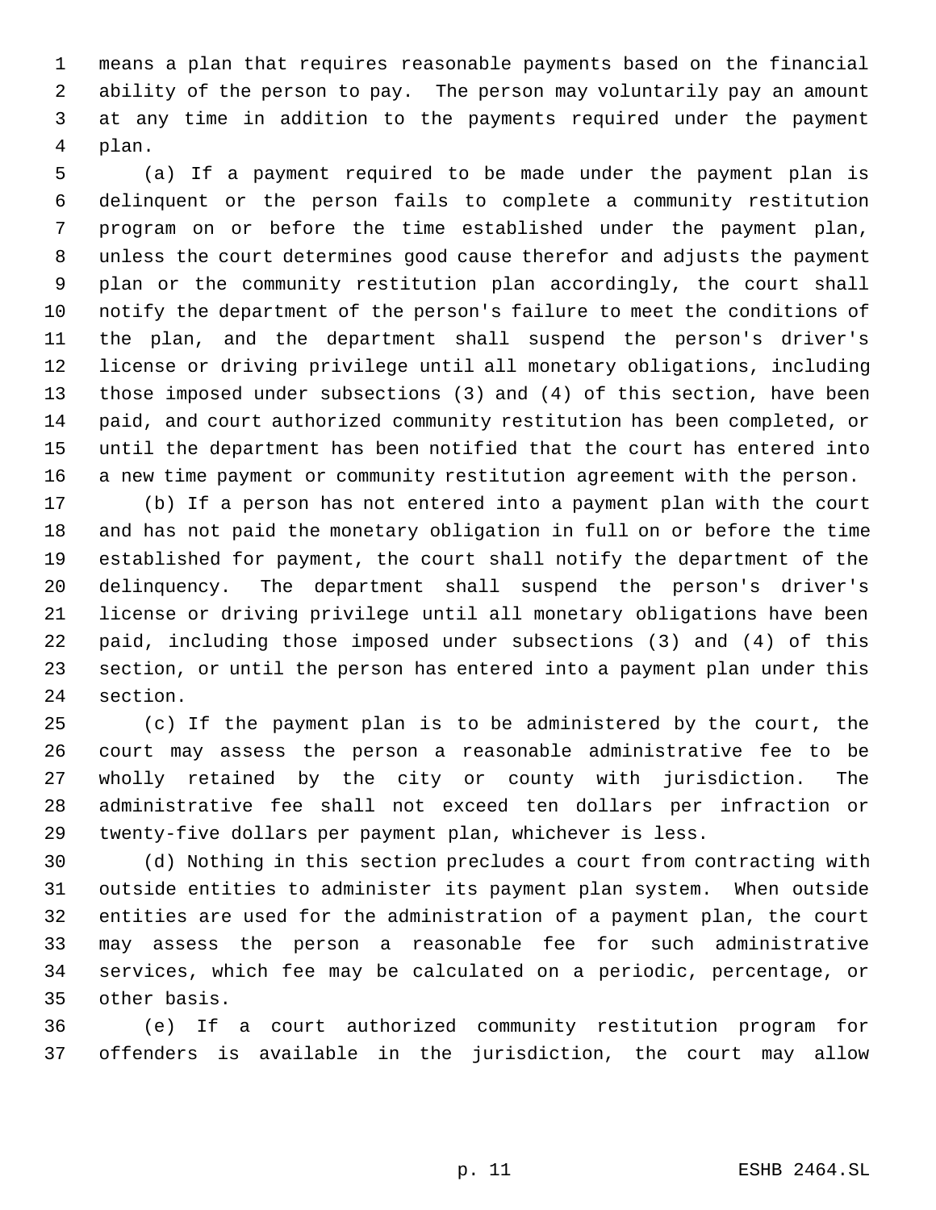means a plan that requires reasonable payments based on the financial ability of the person to pay. The person may voluntarily pay an amount at any time in addition to the payments required under the payment plan.

(a) If a payment required to be made under the payment plan is delinquent or the person fails to complete a community restitution program on or before the time established under the payment plan, unless the court determines good cause therefor and adjusts the payment plan or the community restitution plan accordingly, the court shall notify the department of the person's failure to meet the conditions of the plan, and the department shall suspend the person's driver's license or driving privilege until all monetary obligations, including those imposed under subsections (3) and (4) of this section, have been paid, and court authorized community restitution has been completed, or until the department has been notified that the court has entered into a new time payment or community restitution agreement with the person.

(b) If a person has not entered into a payment plan with the court and has not paid the monetary obligation in full on or before the time established for payment, the court shall notify the department of the delinquency. The department shall suspend the person's driver's license or driving privilege until all monetary obligations have been paid, including those imposed under subsections (3) and (4) of this section, or until the person has entered into a payment plan under this section.

(c) If the payment plan is to be administered by the court, the court may assess the person a reasonable administrative fee to be wholly retained by the city or county with jurisdiction. The administrative fee shall not exceed ten dollars per infraction or twenty-five dollars per payment plan, whichever is less.

(d) Nothing in this section precludes a court from contracting with outside entities to administer its payment plan system. When outside entities are used for the administration of a payment plan, the court may assess the person a reasonable fee for such administrative services, which fee may be calculated on a periodic, percentage, or other basis.

(e) If a court authorized community restitution program for offenders is available in the jurisdiction, the court may allow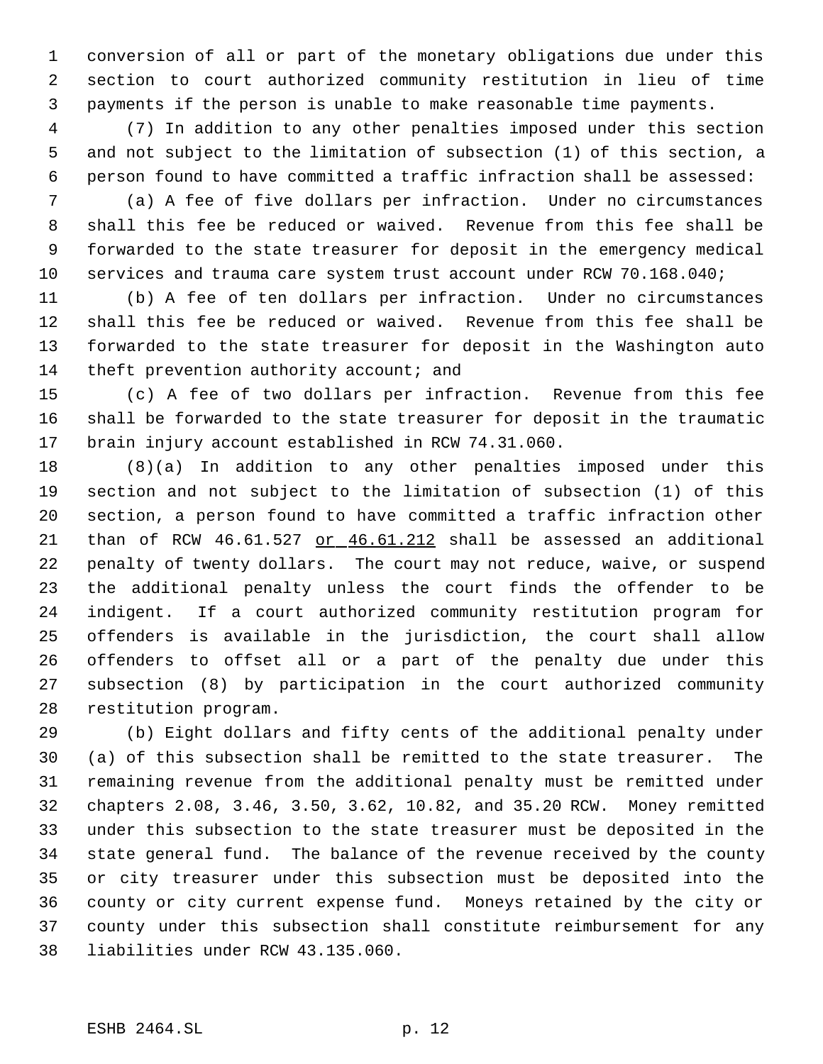conversion of all or part of the monetary obligations due under this section to court authorized community restitution in lieu of time payments if the person is unable to make reasonable time payments.

(7) In addition to any other penalties imposed under this section and not subject to the limitation of subsection (1) of this section, a person found to have committed a traffic infraction shall be assessed:

(a) A fee of five dollars per infraction. Under no circumstances shall this fee be reduced or waived. Revenue from this fee shall be forwarded to the state treasurer for deposit in the emergency medical services and trauma care system trust account under RCW 70.168.040;

(b) A fee of ten dollars per infraction. Under no circumstances shall this fee be reduced or waived. Revenue from this fee shall be forwarded to the state treasurer for deposit in the Washington auto theft prevention authority account; and

(c) A fee of two dollars per infraction. Revenue from this fee shall be forwarded to the state treasurer for deposit in the traumatic brain injury account established in RCW 74.31.060.

(8)(a) In addition to any other penalties imposed under this section and not subject to the limitation of subsection (1) of this section, a person found to have committed a traffic infraction other than of RCW 46.61.527 <u>or 46.61.212</u> shall be assessed an additional penalty of twenty dollars. The court may not reduce, waive, or suspend the additional penalty unless the court finds the offender to be indigent. If a court authorized community restitution program for offenders is available in the jurisdiction, the court shall allow offenders to offset all or a part of the penalty due under this subsection (8) by participation in the court authorized community restitution program.

(b) Eight dollars and fifty cents of the additional penalty under (a) of this subsection shall be remitted to the state treasurer. The remaining revenue from the additional penalty must be remitted under chapters 2.08, 3.46, 3.50, 3.62, 10.82, and 35.20 RCW. Money remitted under this subsection to the state treasurer must be deposited in the state general fund. The balance of the revenue received by the county or city treasurer under this subsection must be deposited into the county or city current expense fund. Moneys retained by the city or county under this subsection shall constitute reimbursement for any liabilities under RCW 43.135.060.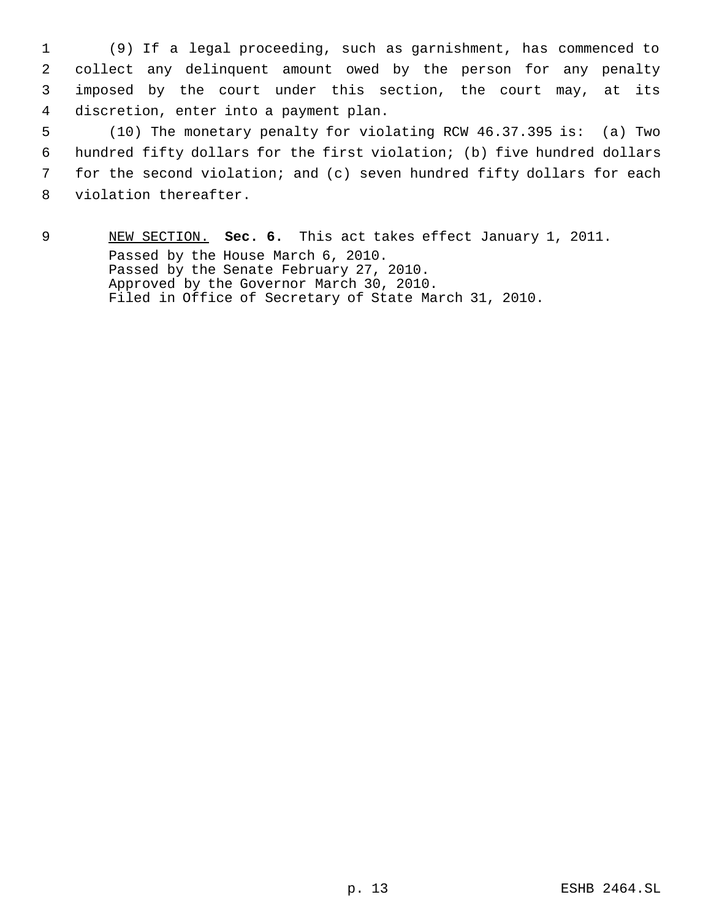(9) If a legal proceeding, such as garnishment, has commenced to collect any delinquent amount owed by the person for any penalty imposed by the court under this section, the court may, at its discretion, enter into a payment plan.

(10) The monetary penalty for violating RCW 46.37.395 is: (a) Two hundred fifty dollars for the first violation; (b) five hundred dollars for the second violation; and (c) seven hundred fifty dollars for each violation thereafter.

NEW SECTION. **Sec. 6.** This act takes effect January 1, 2011.

Passed by the House March 6, 2010.
Passed by the Senate February 27, 2010.
Approved by the Governor March 30, 2010.
Filed in Office of Secretary of State March 31, 2010.